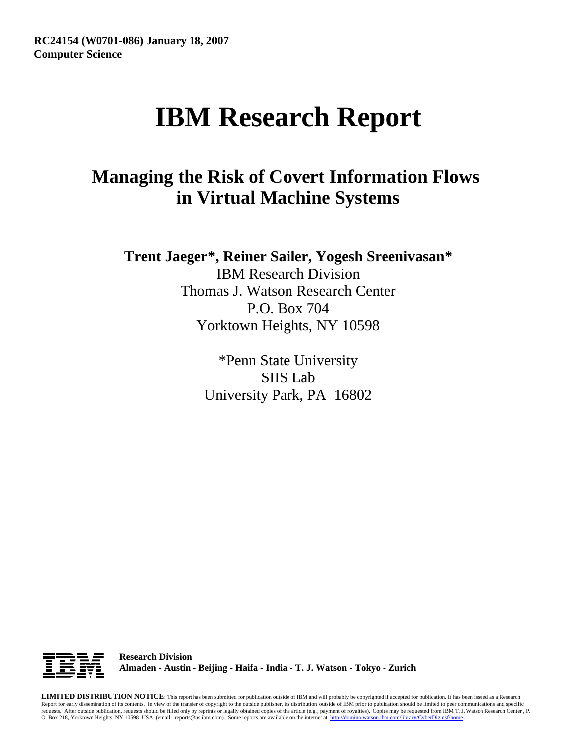**RC24154 (W0701-086) January 18, 2007**
**Computer Science**

# IBM Research Report

## Managing the Risk of Covert Information Flows in Virtual Machine Systems

**Trent Jaeger*, Reiner Sailer, Yogesh Sreenivasan***

IBM Research Division
Thomas J. Watson Research Center
P.O. Box 704
Yorktown Heights, NY 10598

*Penn State University
SIIS Lab
University Park, PA 16802

**Research Division**
**Almaden - Austin - Beijing - Haifa - India - T. J. Watson - Tokyo - Zurich**

**LIMITED DISTRIBUTION NOTICE**: This report has been submitted for publication outside of IBM and will probably be copyrighted if accepted for publication. It has been issued as a Research Report for early dissemination of its contents. In view of the transfer of copyright to the outside publisher, its distribution outside of IBM prior to publication should be limited to peer communications and specific requests. After outside publication, requests should be filled only by reprints or legally obtained copies of the article (e.g., payment of royalties). Copies may be requested from IBM T. J. Watson Research Center , P. O. Box 218, Yorktown Heights, NY 10598 USA (email: reports@us.ibm.com). Some reports are available on the internet at http://domino.watson.ibm.com/library/CyberDig.nsf/home .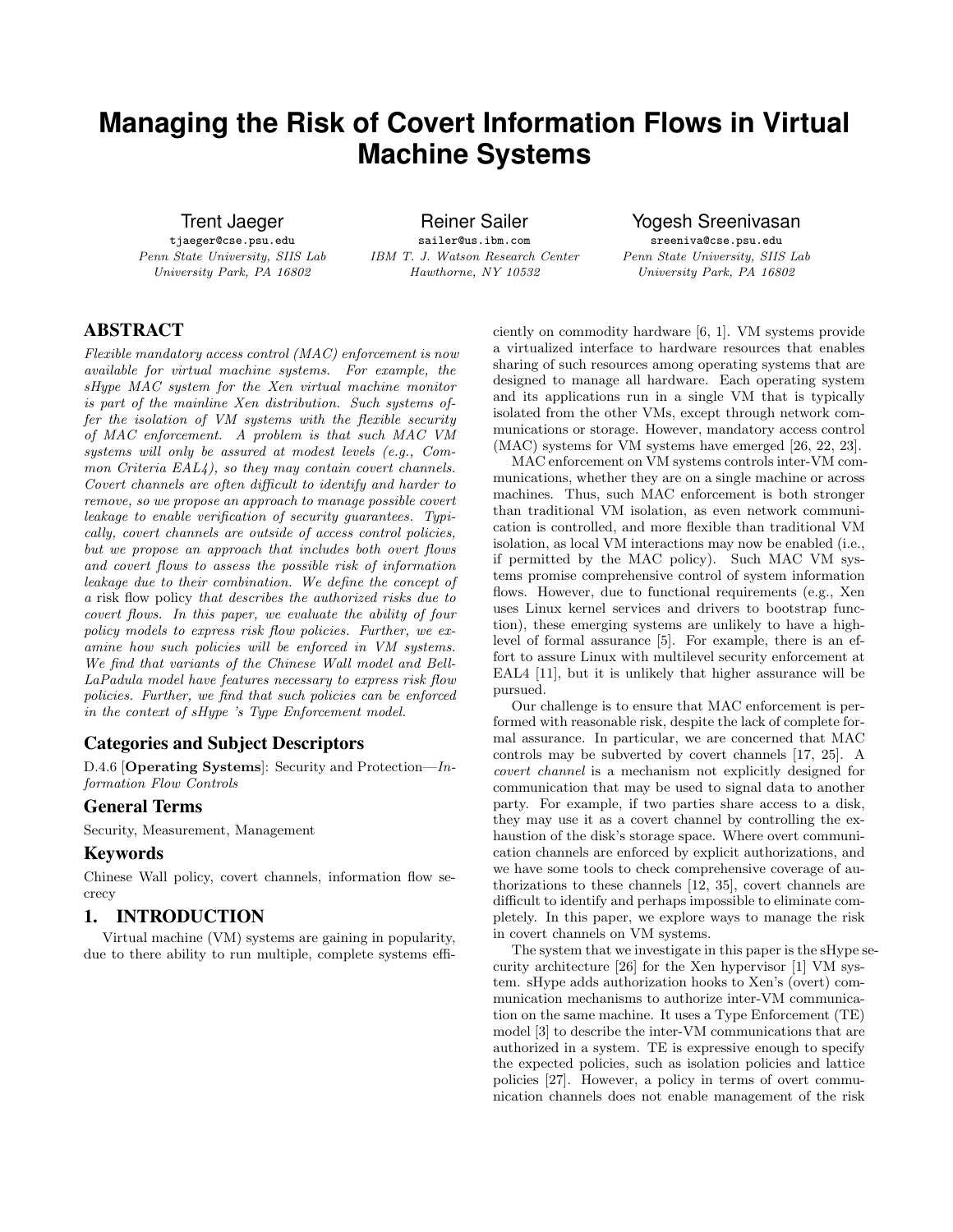# Managing the Risk of Covert Information Flows in Virtual Machine Systems

Trent Jaeger
tjaeger@cse.psu.edu
*Penn State University, SIIS Lab*
*University Park, PA 16802*

Reiner Sailer
sailer@us.ibm.com
*IBM T. J. Watson Research Center*
*Hawthorne, NY 10532*

Yogesh Sreenivasan
sreeniva@cse.psu.edu
*Penn State University, SIIS Lab*
*University Park, PA 16802*

## ABSTRACT

*Flexible mandatory access control (MAC) enforcement is now available for virtual machine systems. For example, the sHype MAC system for the Xen virtual machine monitor is part of the mainline Xen distribution. Such systems offer the isolation of VM systems with the flexible security of MAC enforcement. A problem is that such MAC VM systems will only be assured at modest levels (e.g., Common Criteria EAL4), so they may contain covert channels. Covert channels are often difficult to identify and harder to remove, so we propose an approach to manage possible covert leakage to enable verification of security guarantees. Typically, covert channels are outside of access control policies, but we propose an approach that includes both overt flows and covert flows to assess the possible risk of information leakage due to their combination. We define the concept of a* risk flow policy *that describes the authorized risks due to covert flows. In this paper, we evaluate the ability of four policy models to express risk flow policies. Further, we examine how such policies will be enforced in VM systems. We find that variants of the Chinese Wall model and Bell-LaPadula model have features necessary to express risk flow policies. Further, we find that such policies can be enforced in the context of sHype 's Type Enforcement model.*

### Categories and Subject Descriptors

D.4.6 [**Operating Systems**]: Security and Protection—*Information Flow Controls*

### General Terms

Security, Measurement, Management

### Keywords

Chinese Wall policy, covert channels, information flow secrecy

## 1. INTRODUCTION

Virtual machine (VM) systems are gaining in popularity, due to there ability to run multiple, complete systems efficiently on commodity hardware [6, 1]. VM systems provide a virtualized interface to hardware resources that enables sharing of such resources among operating systems that are designed to manage all hardware. Each operating system and its applications run in a single VM that is typically isolated from the other VMs, except through network communications or storage. However, mandatory access control (MAC) systems for VM systems have emerged [26, 22, 23].

MAC enforcement on VM systems controls inter-VM communications, whether they are on a single machine or across machines. Thus, such MAC enforcement is both stronger than traditional VM isolation, as even network communication is controlled, and more flexible than traditional VM isolation, as local VM interactions may now be enabled (i.e., if permitted by the MAC policy). Such MAC VM systems promise comprehensive control of system information flows. However, due to functional requirements (e.g., Xen uses Linux kernel services and drivers to bootstrap function), these emerging systems are unlikely to have a high-level of formal assurance [5]. For example, there is an effort to assure Linux with multilevel security enforcement at EAL4 [11], but it is unlikely that higher assurance will be pursued.

Our challenge is to ensure that MAC enforcement is performed with reasonable risk, despite the lack of complete formal assurance. In particular, we are concerned that MAC controls may be subverted by covert channels [17, 25]. A *covert channel* is a mechanism not explicitly designed for communication that may be used to signal data to another party. For example, if two parties share access to a disk, they may use it as a covert channel by controlling the exhaustion of the disk's storage space. Where overt communication channels are enforced by explicit authorizations, and we have some tools to check comprehensive coverage of authorizations to these channels [12, 35], covert channels are difficult to identify and perhaps impossible to eliminate completely. In this paper, we explore ways to manage the risk in covert channels on VM systems.

The system that we investigate in this paper is the sHype security architecture [26] for the Xen hypervisor [1] VM system. sHype adds authorization hooks to Xen's (overt) communication mechanisms to authorize inter-VM communication on the same machine. It uses a Type Enforcement (TE) model [3] to describe the inter-VM communications that are authorized in a system. TE is expressive enough to specify the expected policies, such as isolation policies and lattice policies [27]. However, a policy in terms of overt communication channels does not enable management of the risk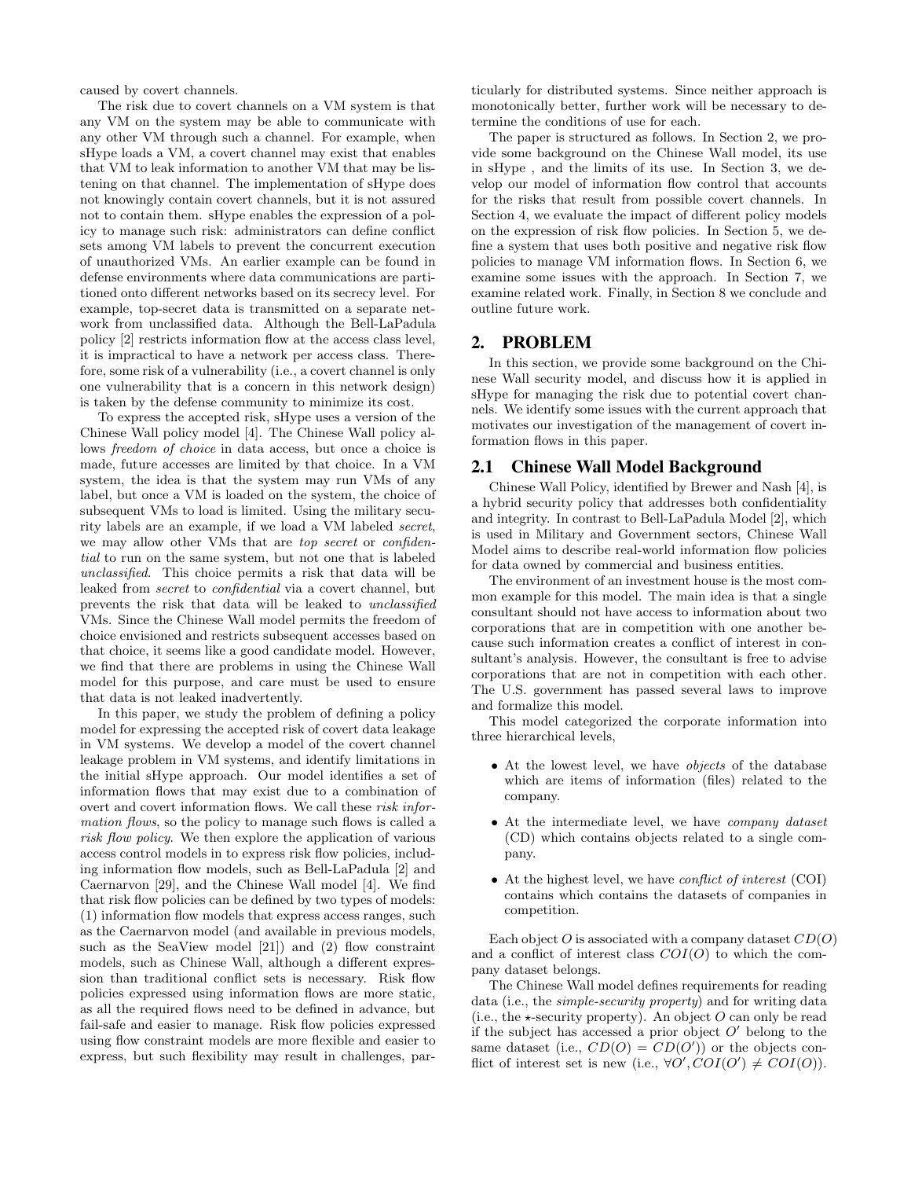caused by covert channels.

The risk due to covert channels on a VM system is that any VM on the system may be able to communicate with any other VM through such a channel. For example, when sHype loads a VM, a covert channel may exist that enables that VM to leak information to another VM that may be listening on that channel. The implementation of sHype does not knowingly contain covert channels, but it is not assured not to contain them. sHype enables the expression of a policy to manage such risk: administrators can define conflict sets among VM labels to prevent the concurrent execution of unauthorized VMs. An earlier example can be found in defense environments where data communications are partitioned onto different networks based on its secrecy level. For example, top-secret data is transmitted on a separate network from unclassified data. Although the Bell-LaPadula policy [2] restricts information flow at the access class level, it is impractical to have a network per access class. Therefore, some risk of a vulnerability (i.e., a covert channel is only one vulnerability that is a concern in this network design) is taken by the defense community to minimize its cost.

To express the accepted risk, sHype uses a version of the Chinese Wall policy model [4]. The Chinese Wall policy allows *freedom of choice* in data access, but once a choice is made, future accesses are limited by that choice. In a VM system, the idea is that the system may run VMs of any label, but once a VM is loaded on the system, the choice of subsequent VMs to load is limited. Using the military security labels are an example, if we load a VM labeled *secret*, we may allow other VMs that are *top secret* or *confidential* to run on the same system, but not one that is labeled *unclassified*. This choice permits a risk that data will be leaked from *secret* to *confidential* via a covert channel, but prevents the risk that data will be leaked to *unclassified* VMs. Since the Chinese Wall model permits the freedom of choice envisioned and restricts subsequent accesses based on that choice, it seems like a good candidate model. However, we find that there are problems in using the Chinese Wall model for this purpose, and care must be used to ensure that data is not leaked inadvertently.

In this paper, we study the problem of defining a policy model for expressing the accepted risk of covert data leakage in VM systems. We develop a model of the covert channel leakage problem in VM systems, and identify limitations in the initial sHype approach. Our model identifies a set of information flows that may exist due to a combination of overt and covert information flows. We call these *risk information flows*, so the policy to manage such flows is called a *risk flow policy*. We then explore the application of various access control models in to express risk flow policies, including information flow models, such as Bell-LaPadula [2] and Caernarvon [29], and the Chinese Wall model [4]. We find that risk flow policies can be defined by two types of models: (1) information flow models that express access ranges, such as the Caernarvon model (and available in previous models, such as the SeaView model [21]) and (2) flow constraint models, such as Chinese Wall, although a different expression than traditional conflict sets is necessary. Risk flow policies expressed using information flows are more static, as all the required flows need to be defined in advance, but fail-safe and easier to manage. Risk flow policies expressed using flow constraint models are more flexible and easier to express, but such flexibility may result in challenges, particularly for distributed systems. Since neither approach is monotonically better, further work will be necessary to determine the conditions of use for each.

The paper is structured as follows. In Section 2, we provide some background on the Chinese Wall model, its use in sHype , and the limits of its use. In Section 3, we develop our model of information flow control that accounts for the risks that result from possible covert channels. In Section 4, we evaluate the impact of different policy models on the expression of risk flow policies. In Section 5, we define a system that uses both positive and negative risk flow policies to manage VM information flows. In Section 6, we examine some issues with the approach. In Section 7, we examine related work. Finally, in Section 8 we conclude and outline future work.

## 2. PROBLEM

In this section, we provide some background on the Chinese Wall security model, and discuss how it is applied in sHype for managing the risk due to potential covert channels. We identify some issues with the current approach that motivates our investigation of the management of covert information flows in this paper.

### 2.1 Chinese Wall Model Background

Chinese Wall Policy, identified by Brewer and Nash [4], is a hybrid security policy that addresses both confidentiality and integrity. In contrast to Bell-LaPadula Model [2], which is used in Military and Government sectors, Chinese Wall Model aims to describe real-world information flow policies for data owned by commercial and business entities.

The environment of an investment house is the most common example for this model. The main idea is that a single consultant should not have access to information about two corporations that are in competition with one another because such information creates a conflict of interest in consultant's analysis. However, the consultant is free to advise corporations that are not in competition with each other. The U.S. government has passed several laws to improve and formalize this model.

This model categorized the corporate information into three hierarchical levels,

- At the lowest level, we have *objects* of the database which are items of information (files) related to the company.
- At the intermediate level, we have *company dataset* (CD) which contains objects related to a single company.
- At the highest level, we have *conflict of interest* (COI) contains which contains the datasets of companies in competition.

Each object $O$ is associated with a company dataset $CD(O)$ and a conflict of interest class $COI(O)$ to which the company dataset belongs.

The Chinese Wall model defines requirements for reading data (i.e., the *simple-security property*) and for writing data (i.e., the $\star$-security property). An object $O$ can only be read if the subject has accessed a prior object $O'$ belong to the same dataset (i.e., $CD(O) = CD(O')$) or the objects conflict of interest set is new (i.e., $\forall O', COI(O') \neq COI(O)$).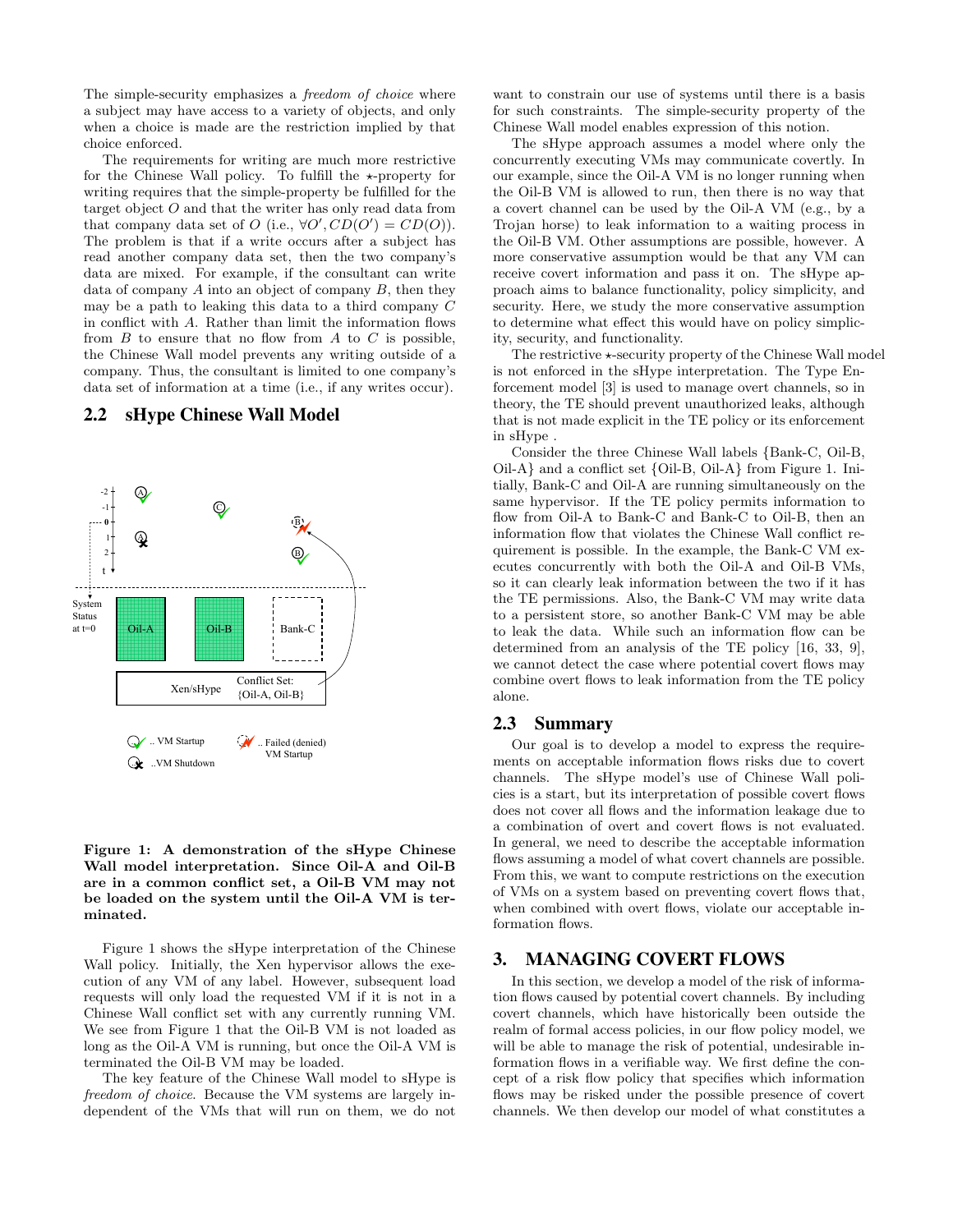The simple-security emphasizes a *freedom of choice* where a subject may have access to a variety of objects, and only when a choice is made are the restriction implied by that choice enforced.

The requirements for writing are much more restrictive for the Chinese Wall policy. To fulfill the $\star$-property for writing requires that the simple-property be fulfilled for the target object $O$ and that the writer has only read data from that company data set of $O$ (i.e., $\forall O', CD(O') = CD(O)$). The problem is that if a write occurs after a subject has read another company data set, then the two company's data are mixed. For example, if the consultant can write data of company $A$ into an object of company $B$, then they may be a path to leaking this data to a third company $C$ in conflict with $A$. Rather than limit the information flows from $B$ to ensure that no flow from $A$ to $C$ is possible, the Chinese Wall model prevents any writing outside of a company. Thus, the consultant is limited to one company's data set of information at a time (i.e., if any writes occur).

## 2.2 sHype Chinese Wall Model

-2
-1
0
1
2
t
System Status at t=0
Oil-A
Oil-B
Bank-C
Xen/sHype
Conflict Set: {Oil-A, Oil-B}
.. VM Startup
..VM Shutdown
.. Failed (denied) VM Startup

**Figure 1: A demonstration of the sHype Chinese Wall model interpretation. Since Oil-A and Oil-B are in a common conflict set, a Oil-B VM may not be loaded on the system until the Oil-A VM is terminated.**

Figure 1 shows the sHype interpretation of the Chinese Wall policy. Initially, the Xen hypervisor allows the execution of any VM of any label. However, subsequent load requests will only load the requested VM if it is not in a Chinese Wall conflict set with any currently running VM. We see from Figure 1 that the Oil-B VM is not loaded as long as the Oil-A VM is running, but once the Oil-A VM is terminated the Oil-B VM may be loaded.

The key feature of the Chinese Wall model to sHype is *freedom of choice*. Because the VM systems are largely independent of the VMs that will run on them, we do not want to constrain our use of systems until there is a basis for such constraints. The simple-security property of the Chinese Wall model enables expression of this notion.

The sHype approach assumes a model where only the concurrently executing VMs may communicate covertly. In our example, since the Oil-A VM is no longer running when the Oil-B VM is allowed to run, then there is no way that a covert channel can be used by the Oil-A VM (e.g., by a Trojan horse) to leak information to a waiting process in the Oil-B VM. Other assumptions are possible, however. A more conservative assumption would be that any VM can receive covert information and pass it on. The sHype approach aims to balance functionality, policy simplicity, and security. Here, we study the more conservative assumption to determine what effect this would have on policy simplicity, security, and functionality.

The restrictive $\star$-security property of the Chinese Wall model is not enforced in the sHype interpretation. The Type Enforcement model [3] is used to manage overt channels, so in theory, the TE should prevent unauthorized leaks, although that is not made explicit in the TE policy or its enforcement in sHype .

Consider the three Chinese Wall labels {Bank-C, Oil-B, Oil-A} and a conflict set {Oil-B, Oil-A} from Figure 1. Initially, Bank-C and Oil-A are running simultaneously on the same hypervisor. If the TE policy permits information to flow from Oil-A to Bank-C and Bank-C to Oil-B, then an information flow that violates the Chinese Wall conflict requirement is possible. In the example, the Bank-C VM executes concurrently with both the Oil-A and Oil-B VMs, so it can clearly leak information between the two if it has the TE permissions. Also, the Bank-C VM may write data to a persistent store, so another Bank-C VM may be able to leak the data. While such an information flow can be determined from an analysis of the TE policy [16, 33, 9], we cannot detect the case where potential covert flows may combine overt flows to leak information from the TE policy alone.

## 2.3 Summary

Our goal is to develop a model to express the requirements on acceptable information flows risks due to covert channels. The sHype model's use of Chinese Wall policies is a start, but its interpretation of possible covert flows does not cover all flows and the information leakage due to a combination of overt and covert flows is not evaluated. In general, we need to describe the acceptable information flows assuming a model of what covert channels are possible. From this, we want to compute restrictions on the execution of VMs on a system based on preventing covert flows that, when combined with overt flows, violate our acceptable information flows.

# 3. MANAGING COVERT FLOWS

In this section, we develop a model of the risk of information flows caused by potential covert channels. By including covert channels, which have historically been outside the realm of formal access policies, in our flow policy model, we will be able to manage the risk of potential, undesirable information flows in a verifiable way. We first define the concept of a risk flow policy that specifies which information flows may be risked under the possible presence of covert channels. We then develop our model of what constitutes a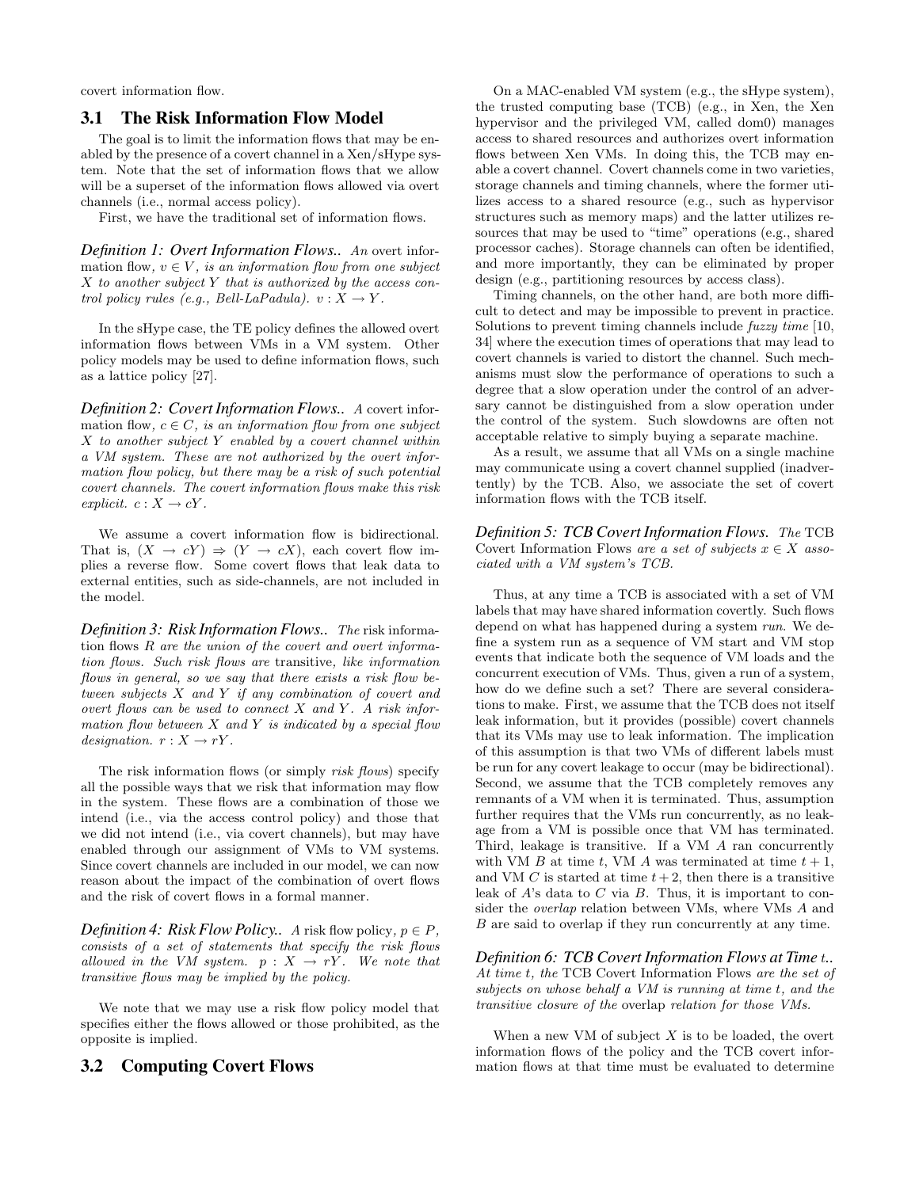covert information flow.

## 3.1 The Risk Information Flow Model

The goal is to limit the information flows that may be enabled by the presence of a covert channel in a Xen/sHype system. Note that the set of information flows that we allow will be a superset of the information flows allowed via overt channels (i.e., normal access policy).

First, we have the traditional set of information flows.

***Definition 1: Overt Information Flows..*** *An* overt information flow*, $v \in V$, is an information flow from one subject $X$ to another subject $Y$ that is authorized by the access control policy rules (e.g., Bell-LaPadula). $v : X \to Y$.*

In the sHype case, the TE policy defines the allowed overt information flows between VMs in a VM system. Other policy models may be used to define information flows, such as a lattice policy [27].

***Definition 2: Covert Information Flows..*** *A* covert information flow*, $c \in C$, is an information flow from one subject $X$ to another subject $Y$ enabled by a covert channel within a VM system. These are not authorized by the overt information flow policy, but there may be a risk of such potential covert channels. The covert information flows make this risk explicit. $c : X \to cY$.*

We assume a covert information flow is bidirectional. That is, $(X \to cY) \Rightarrow (Y \to cX)$, each covert flow implies a reverse flow. Some covert flows that leak data to external entities, such as side-channels, are not included in the model.

***Definition 3: Risk Information Flows..*** *The* risk information flows *$R$ are the union of the covert and overt information flows. Such risk flows are* transitive*, like information flows in general, so we say that there exists a risk flow between subjects $X$ and $Y$ if any combination of covert and overt flows can be used to connect $X$ and $Y$. A risk information flow between $X$ and $Y$ is indicated by a special flow designation. $r : X \to rY$.*

The risk information flows (or simply *risk flows*) specify all the possible ways that we risk that information may flow in the system. These flows are a combination of those we intend (i.e., via the access control policy) and those that we did not intend (i.e., via covert channels), but may have enabled through our assignment of VMs to VM systems. Since covert channels are included in our model, we can now reason about the impact of the combination of overt flows and the risk of covert flows in a formal manner.

***Definition 4: Risk Flow Policy..*** *A* risk flow policy*, $p \in P$, consists of a set of statements that specify the risk flows allowed in the VM system. $p : X \to rY$. We note that transitive flows may be implied by the policy.*

We note that we may use a risk flow policy model that specifies either the flows allowed or those prohibited, as the opposite is implied.

## 3.2 Computing Covert Flows

On a MAC-enabled VM system (e.g., the sHype system), the trusted computing base (TCB) (e.g., in Xen, the Xen hypervisor and the privileged VM, called dom0) manages access to shared resources and authorizes overt information flows between Xen VMs. In doing this, the TCB may enable a covert channel. Covert channels come in two varieties, storage channels and timing channels, where the former utilizes access to a shared resource (e.g., such as hypervisor structures such as memory maps) and the latter utilizes resources that may be used to "time" operations (e.g., shared processor caches). Storage channels can often be identified, and more importantly, they can be eliminated by proper design (e.g., partitioning resources by access class).

Timing channels, on the other hand, are both more difficult to detect and may be impossible to prevent in practice. Solutions to prevent timing channels include *fuzzy time* [10, 34] where the execution times of operations that may lead to covert channels is varied to distort the channel. Such mechanisms must slow the performance of operations to such a degree that a slow operation under the control of an adversary cannot be distinguished from a slow operation under the control of the system. Such slowdowns are often not acceptable relative to simply buying a separate machine.

As a result, we assume that all VMs on a single machine may communicate using a covert channel supplied (inadvertently) by the TCB. Also, we associate the set of covert information flows with the TCB itself.

***Definition 5: TCB Covert Information Flows.*** *The* TCB Covert Information Flows *are a set of subjects $x \in X$ associated with a VM system's TCB.*

Thus, at any time a TCB is associated with a set of VM labels that may have shared information covertly. Such flows depend on what has happened during a system *run*. We define a system run as a sequence of VM start and VM stop events that indicate both the sequence of VM loads and the concurrent execution of VMs. Thus, given a run of a system, how do we define such a set? There are several considerations to make. First, we assume that the TCB does not itself leak information, but it provides (possible) covert channels that its VMs may use to leak information. The implication of this assumption is that two VMs of different labels must be run for any covert leakage to occur (may be bidirectional). Second, we assume that the TCB completely removes any remnants of a VM when it is terminated. Thus, assumption further requires that the VMs run concurrently, as no leakage from a VM is possible once that VM has terminated. Third, leakage is transitive. If a VM $A$ ran concurrently with VM $B$ at time $t$, VM $A$ was terminated at time $t+1$, and VM $C$ is started at time $t+2$, then there is a transitive leak of $A$'s data to $C$ via $B$. Thus, it is important to consider the *overlap* relation between VMs, where VMs $A$ and $B$ are said to overlap if they run concurrently at any time.

***Definition 6: TCB Covert Information Flows at Time $t$..*** *At time $t$, the* TCB Covert Information Flows *are the set of subjects on whose behalf a VM is running at time $t$, and the transitive closure of the* overlap *relation for those VMs.*

When a new VM of subject $X$ is to be loaded, the overt information flows of the policy and the TCB covert information flows at that time must be evaluated to determine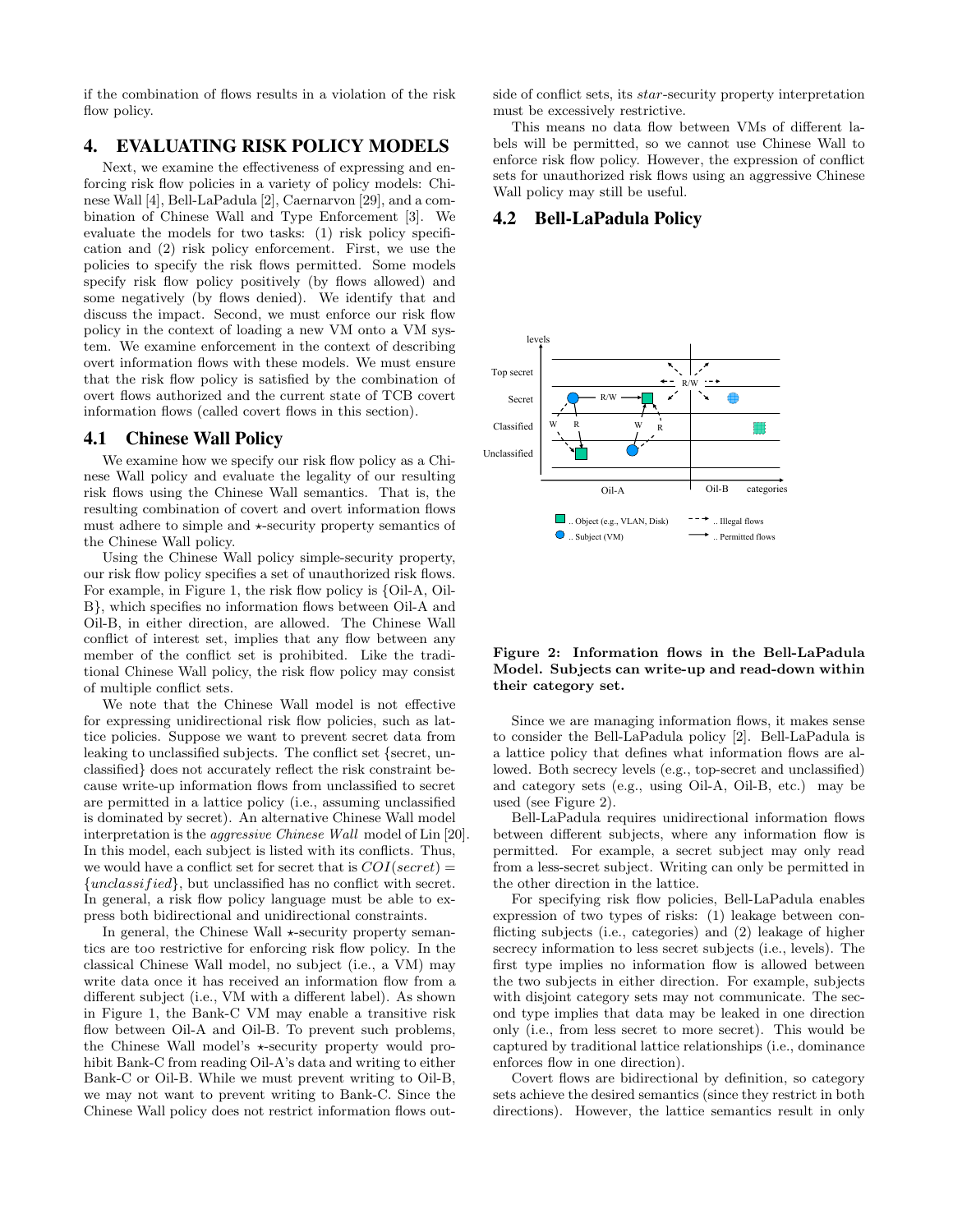if the combination of flows results in a violation of the risk flow policy.

# 4. EVALUATING RISK POLICY MODELS

Next, we examine the effectiveness of expressing and enforcing risk flow policies in a variety of policy models: Chinese Wall [4], Bell-LaPadula [2], Caernarvon [29], and a combination of Chinese Wall and Type Enforcement [3]. We evaluate the models for two tasks: (1) risk policy specification and (2) risk policy enforcement. First, we use the policies to specify the risk flows permitted. Some models specify risk flow policy positively (by flows allowed) and some negatively (by flows denied). We identify that and discuss the impact. Second, we must enforce our risk flow policy in the context of loading a new VM onto a VM system. We examine enforcement in the context of describing overt information flows with these models. We must ensure that the risk flow policy is satisfied by the combination of overt flows authorized and the current state of TCB covert information flows (called covert flows in this section).

## 4.1 Chinese Wall Policy

We examine how we specify our risk flow policy as a Chinese Wall policy and evaluate the legality of our resulting risk flows using the Chinese Wall semantics. That is, the resulting combination of covert and overt information flows must adhere to simple and ⋆-security property semantics of the Chinese Wall policy.

Using the Chinese Wall policy simple-security property, our risk flow policy specifies a set of unauthorized risk flows. For example, in Figure 1, the risk flow policy is {Oil-A, Oil-B}, which specifies no information flows between Oil-A and Oil-B, in either direction, are allowed. The Chinese Wall conflict of interest set, implies that any flow between any member of the conflict set is prohibited. Like the traditional Chinese Wall policy, the risk flow policy may consist of multiple conflict sets.

We note that the Chinese Wall model is not effective for expressing unidirectional risk flow policies, such as lattice policies. Suppose we want to prevent secret data from leaking to unclassified subjects. The conflict set {secret, unclassified} does not accurately reflect the risk constraint because write-up information flows from unclassified to secret are permitted in a lattice policy (i.e., assuming unclassified is dominated by secret). An alternative Chinese Wall model interpretation is the *aggressive Chinese Wall* model of Lin [20]. In this model, each subject is listed with its conflicts. Thus, we would have a conflict set for secret that is $COI(secret) = \{unclassified\}$, but unclassified has no conflict with secret. In general, a risk flow policy language must be able to express both bidirectional and unidirectional constraints.

In general, the Chinese Wall ⋆-security property semantics are too restrictive for enforcing risk flow policy. In the classical Chinese Wall model, no subject (i.e., a VM) may write data once it has received an information flow from a different subject (i.e., VM with a different label). As shown in Figure 1, the Bank-C VM may enable a transitive risk flow between Oil-A and Oil-B. To prevent such problems, the Chinese Wall model's ⋆-security property would prohibit Bank-C from reading Oil-A's data and writing to either Bank-C or Oil-B. While we must prevent writing to Oil-B, we may not want to prevent writing to Bank-C. Since the Chinese Wall policy does not restrict information flows outside of conflict sets, its *star*-security property interpretation must be excessively restrictive.

This means no data flow between VMs of different labels will be permitted, so we cannot use Chinese Wall to enforce risk flow policy. However, the expression of conflict sets for unauthorized risk flows using an aggressive Chinese Wall policy may still be useful.

## 4.2 Bell-LaPadula Policy

levels
Top secret
Secret
Classified
Unclassified
R/W
R/W
W R W R
Oil-A Oil-B categories
.. Object (e.g., VLAN, Disk) .. Illegal flows
.. Subject (VM) .. Permitted flows

**Figure 2: Information flows in the Bell-LaPadula Model. Subjects can write-up and read-down within their category set.**

Since we are managing information flows, it makes sense to consider the Bell-LaPadula policy [2]. Bell-LaPadula is a lattice policy that defines what information flows are allowed. Both secrecy levels (e.g., top-secret and unclassified) and category sets (e.g., using Oil-A, Oil-B, etc.) may be used (see Figure 2).

Bell-LaPadula requires unidirectional information flows between different subjects, where any information flow is permitted. For example, a secret subject may only read from a less-secret subject. Writing can only be permitted in the other direction in the lattice.

For specifying risk flow policies, Bell-LaPadula enables expression of two types of risks: (1) leakage between conflicting subjects (i.e., categories) and (2) leakage of higher secrecy information to less secret subjects (i.e., levels). The first type implies no information flow is allowed between the two subjects in either direction. For example, subjects with disjoint category sets may not communicate. The second type implies that data may be leaked in one direction only (i.e., from less secret to more secret). This would be captured by traditional lattice relationships (i.e., dominance enforces flow in one direction).

Covert flows are bidirectional by definition, so category sets achieve the desired semantics (since they restrict in both directions). However, the lattice semantics result in only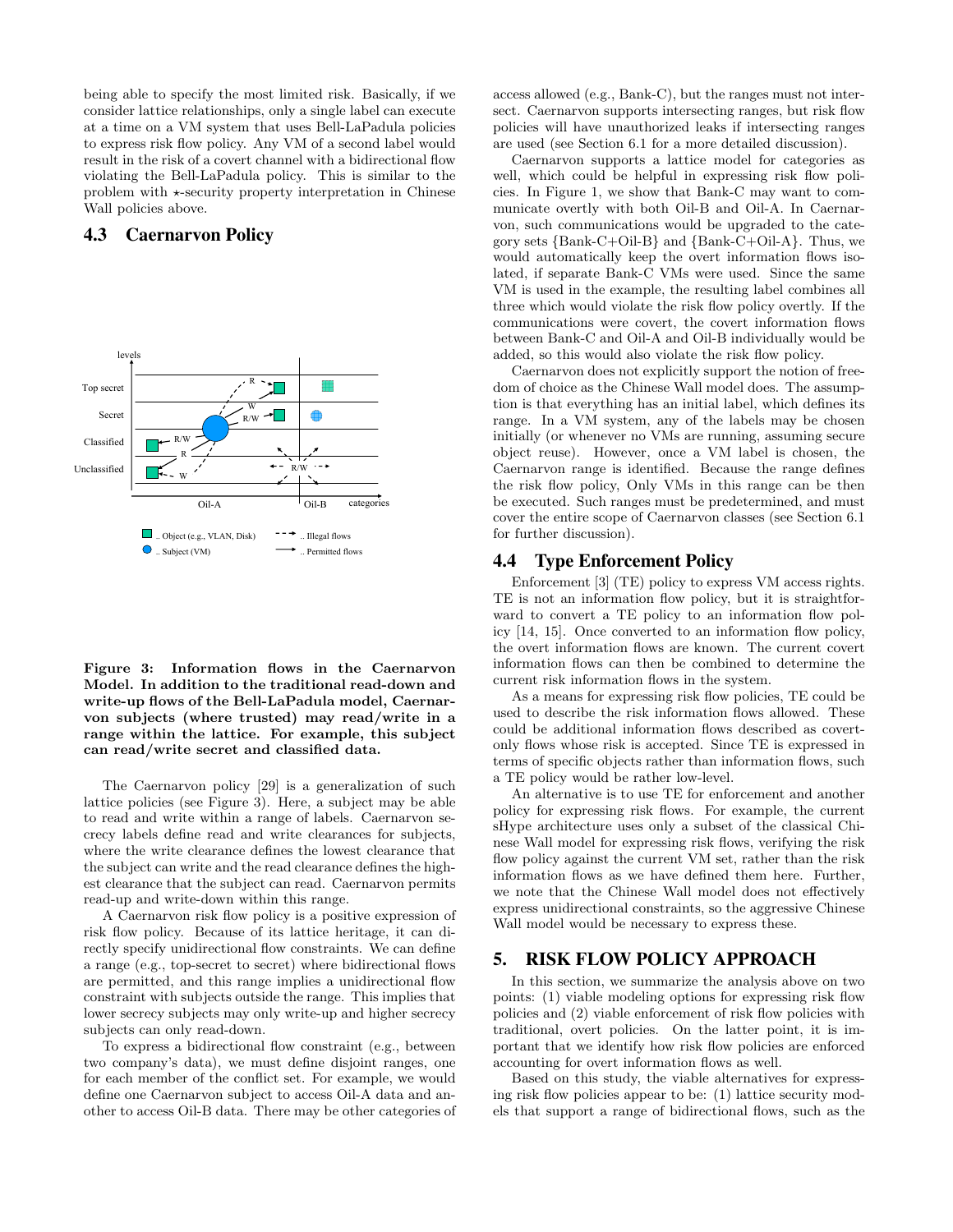being able to specify the most limited risk. Basically, if we consider lattice relationships, only a single label can execute at a time on a VM system that uses Bell-LaPadula policies to express risk flow policy. Any VM of a second label would result in the risk of a covert channel with a bidirectional flow violating the Bell-LaPadula policy. This is similar to the problem with ⋆-security property interpretation in Chinese Wall policies above.

## 4.3 Caernarvon Policy

**Figure 3: Information flows in the Caernarvon Model. In addition to the traditional read-down and write-up flows of the Bell-LaPadula model, Caernarvon subjects (where trusted) may read/write in a range within the lattice. For example, this subject can read/write secret and classified data.**

The Caernarvon policy [29] is a generalization of such lattice policies (see Figure 3). Here, a subject may be able to read and write within a range of labels. Caernarvon secrecy labels define read and write clearances for subjects, where the write clearance defines the lowest clearance that the subject can write and the read clearance defines the highest clearance that the subject can read. Caernarvon permits read-up and write-down within this range.

A Caernarvon risk flow policy is a positive expression of risk flow policy. Because of its lattice heritage, it can directly specify unidirectional flow constraints. We can define a range (e.g., top-secret to secret) where bidirectional flows are permitted, and this range implies a unidirectional flow constraint with subjects outside the range. This implies that lower secrecy subjects may only write-up and higher secrecy subjects can only read-down.

To express a bidirectional flow constraint (e.g., between two company's data), we must define disjoint ranges, one for each member of the conflict set. For example, we would define one Caernarvon subject to access Oil-A data and another to access Oil-B data. There may be other categories of access allowed (e.g., Bank-C), but the ranges must not intersect. Caernarvon supports intersecting ranges, but risk flow policies will have unauthorized leaks if intersecting ranges are used (see Section 6.1 for a more detailed discussion).

Caernarvon supports a lattice model for categories as well, which could be helpful in expressing risk flow policies. In Figure 1, we show that Bank-C may want to communicate overtly with both Oil-B and Oil-A. In Caernarvon, such communications would be upgraded to the category sets {Bank-C+Oil-B} and {Bank-C+Oil-A}. Thus, we would automatically keep the overt information flows isolated, if separate Bank-C VMs were used. Since the same VM is used in the example, the resulting label combines all three which would violate the risk flow policy overtly. If the communications were covert, the covert information flows between Bank-C and Oil-A and Oil-B individually would be added, so this would also violate the risk flow policy.

Caernarvon does not explicitly support the notion of freedom of choice as the Chinese Wall model does. The assumption is that everything has an initial label, which defines its range. In a VM system, any of the labels may be chosen initially (or whenever no VMs are running, assuming secure object reuse). However, once a VM label is chosen, the Caernarvon range is identified. Because the range defines the risk flow policy, Only VMs in this range can be then be executed. Such ranges must be predetermined, and must cover the entire scope of Caernarvon classes (see Section 6.1 for further discussion).

## 4.4 Type Enforcement Policy

Enforcement [3] (TE) policy to express VM access rights. TE is not an information flow policy, but it is straightforward to convert a TE policy to an information flow policy [14, 15]. Once converted to an information flow policy, the overt information flows are known. The current covert information flows can then be combined to determine the current risk information flows in the system.

As a means for expressing risk flow policies, TE could be used to describe the risk information flows allowed. These could be additional information flows described as covert-only flows whose risk is accepted. Since TE is expressed in terms of specific objects rather than information flows, such a TE policy would be rather low-level.

An alternative is to use TE for enforcement and another policy for expressing risk flows. For example, the current sHype architecture uses only a subset of the classical Chinese Wall model for expressing risk flows, verifying the risk flow policy against the current VM set, rather than the risk information flows as we have defined them here. Further, we note that the Chinese Wall model does not effectively express unidirectional constraints, so the aggressive Chinese Wall model would be necessary to express these.

# 5. RISK FLOW POLICY APPROACH

In this section, we summarize the analysis above on two points: (1) viable modeling options for expressing risk flow policies and (2) viable enforcement of risk flow policies with traditional, overt policies. On the latter point, it is important that we identify how risk flow policies are enforced accounting for overt information flows as well.

Based on this study, the viable alternatives for expressing risk flow policies appear to be: (1) lattice security models that support a range of bidirectional flows, such as the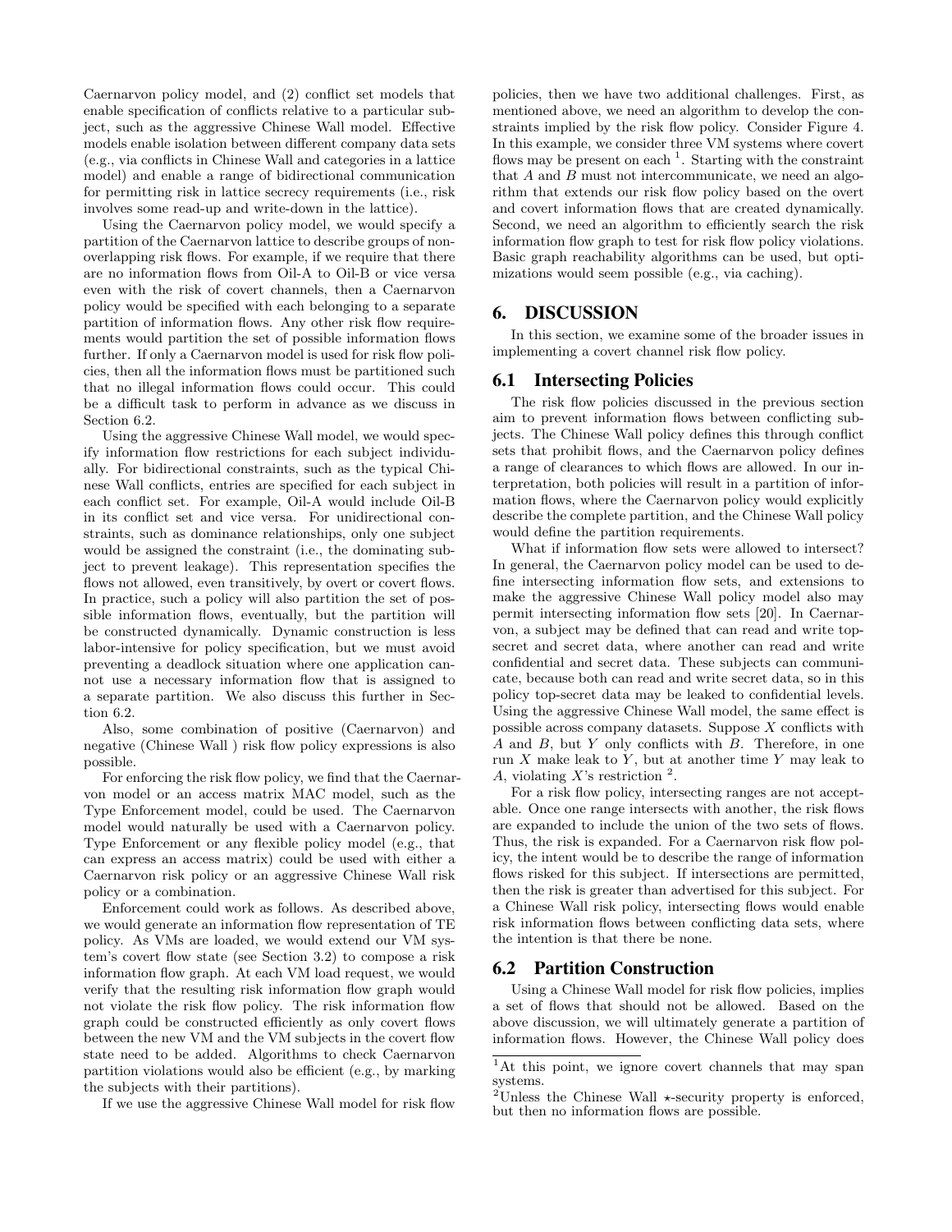Caernarvon policy model, and (2) conflict set models that enable specification of conflicts relative to a particular subject, such as the aggressive Chinese Wall model. Effective models enable isolation between different company data sets (e.g., via conflicts in Chinese Wall and categories in a lattice model) and enable a range of bidirectional communication for permitting risk in lattice secrecy requirements (i.e., risk involves some read-up and write-down in the lattice).

Using the Caernarvon policy model, we would specify a partition of the Caernarvon lattice to describe groups of non-overlapping risk flows. For example, if we require that there are no information flows from Oil-A to Oil-B or vice versa even with the risk of covert channels, then a Caernarvon policy would be specified with each belonging to a separate partition of information flows. Any other risk flow requirements would partition the set of possible information flows further. If only a Caernarvon model is used for risk flow policies, then all the information flows must be partitioned such that no illegal information flows could occur. This could be a difficult task to perform in advance as we discuss in Section 6.2.

Using the aggressive Chinese Wall model, we would specify information flow restrictions for each subject individually. For bidirectional constraints, such as the typical Chinese Wall conflicts, entries are specified for each subject in each conflict set. For example, Oil-A would include Oil-B in its conflict set and vice versa. For unidirectional constraints, such as dominance relationships, only one subject would be assigned the constraint (i.e., the dominating subject to prevent leakage). This representation specifies the flows not allowed, even transitively, by overt or covert flows. In practice, such a policy will also partition the set of possible information flows, eventually, but the partition will be constructed dynamically. Dynamic construction is less labor-intensive for policy specification, but we must avoid preventing a deadlock situation where one application cannot use a necessary information flow that is assigned to a separate partition. We also discuss this further in Section 6.2.

Also, some combination of positive (Caernarvon) and negative (Chinese Wall ) risk flow policy expressions is also possible.

For enforcing the risk flow policy, we find that the Caernarvon model or an access matrix MAC model, such as the Type Enforcement model, could be used. The Caernarvon model would naturally be used with a Caernarvon policy. Type Enforcement or any flexible policy model (e.g., that can express an access matrix) could be used with either a Caernarvon risk policy or an aggressive Chinese Wall risk policy or a combination.

Enforcement could work as follows. As described above, we would generate an information flow representation of TE policy. As VMs are loaded, we would extend our VM system's covert flow state (see Section 3.2) to compose a risk information flow graph. At each VM load request, we would verify that the resulting risk information flow graph would not violate the risk flow policy. The risk information flow graph could be constructed efficiently as only covert flows between the new VM and the VM subjects in the covert flow state need to be added. Algorithms to check Caernarvon partition violations would also be efficient (e.g., by marking the subjects with their partitions).

If we use the aggressive Chinese Wall model for risk flow policies, then we have two additional challenges. First, as mentioned above, we need an algorithm to develop the constraints implied by the risk flow policy. Consider Figure 4. In this example, we consider three VM systems where covert flows may be present on each [1]. Starting with the constraint that $A$ and $B$ must not intercommunicate, we need an algorithm that extends our risk flow policy based on the overt and covert information flows that are created dynamically. Second, we need an algorithm to efficiently search the risk information flow graph to test for risk flow policy violations. Basic graph reachability algorithms can be used, but optimizations would seem possible (e.g., via caching).

# 6. DISCUSSION

In this section, we examine some of the broader issues in implementing a covert channel risk flow policy.

## 6.1 Intersecting Policies

The risk flow policies discussed in the previous section aim to prevent information flows between conflicting subjects. The Chinese Wall policy defines this through conflict sets that prohibit flows, and the Caernarvon policy defines a range of clearances to which flows are allowed. In our interpretation, both policies will result in a partition of information flows, where the Caernarvon policy would explicitly describe the complete partition, and the Chinese Wall policy would define the partition requirements.

What if information flow sets were allowed to intersect? In general, the Caernarvon policy model can be used to define intersecting information flow sets, and extensions to make the aggressive Chinese Wall policy model also may permit intersecting information flow sets [20]. In Caernarvon, a subject may be defined that can read and write top-secret and secret data, where another can read and write confidential and secret data. These subjects can communicate, because both can read and write secret data, so in this policy top-secret data may be leaked to confidential levels. Using the aggressive Chinese Wall model, the same effect is possible across company datasets. Suppose $X$ conflicts with $A$ and $B$, but $Y$ only conflicts with $B$. Therefore, in one run $X$ make leak to $Y$, but at another time $Y$ may leak to $A$, violating $X$'s restriction [2].

For a risk flow policy, intersecting ranges are not acceptable. Once one range intersects with another, the risk flows are expanded to include the union of the two sets of flows. Thus, the risk is expanded. For a Caernarvon risk flow policy, the intent would be to describe the range of information flows risked for this subject. If intersections are permitted, then the risk is greater than advertised for this subject. For a Chinese Wall risk policy, intersecting flows would enable risk information flows between conflicting data sets, where the intention is that there be none.

## 6.2 Partition Construction

Using a Chinese Wall model for risk flow policies, implies a set of flows that should not be allowed. Based on the above discussion, we will ultimately generate a partition of information flows. However, the Chinese Wall policy does

[1] At this point, we ignore covert channels that may span systems.

[2] Unless the Chinese Wall $\star$-security property is enforced, but then no information flows are possible.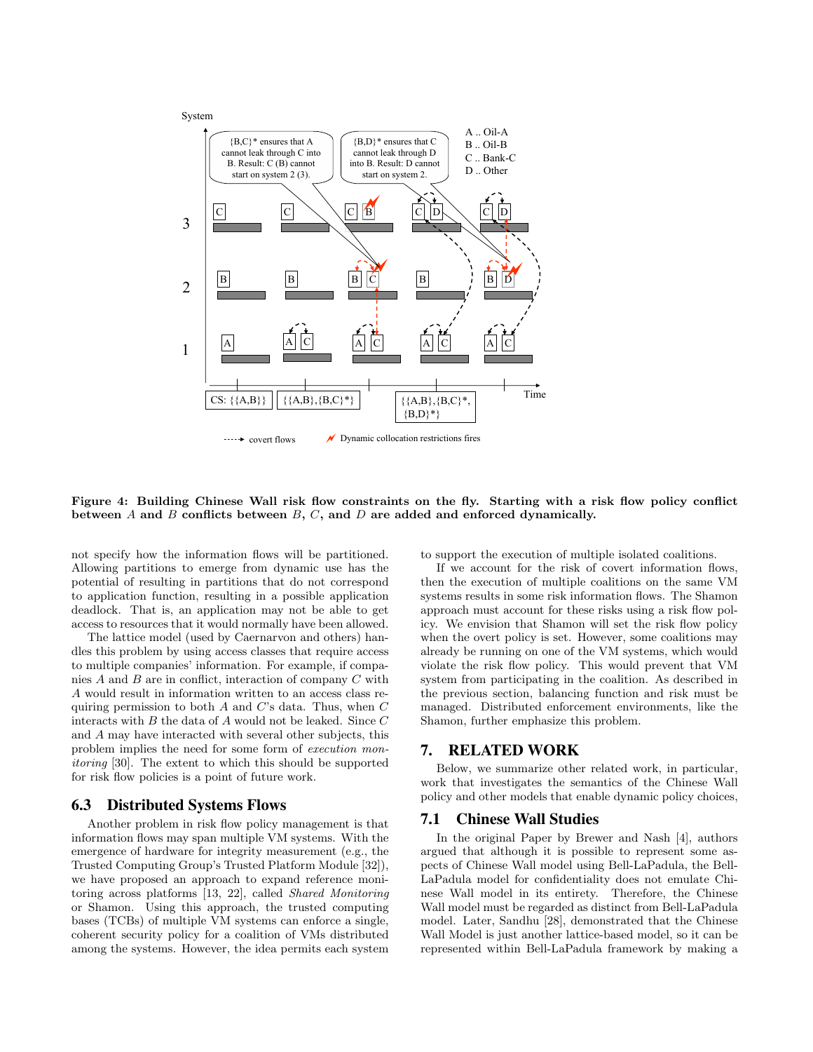System

{B,C}* ensures that A cannot leak through C into B. Result: C (B) cannot start on system 2 (3).

{B,D}* ensures that C cannot leak through D into B. Result: D cannot start on system 2.

A .. Oil-A
B .. Oil-B
C .. Bank-C
D .. Other

3

2

1

CS: {{A,B}}

{{A,B},{B,C}*}

{{A,B},{B,C}*, {B,D}*}

Time

covert flows

Dynamic collocation restrictions fires

**Figure 4: Building Chinese Wall risk flow constraints on the fly. Starting with a risk flow policy conflict between $A$ and $B$ conflicts between $B$, $C$, and $D$ are added and enforced dynamically.**

not specify how the information flows will be partitioned. Allowing partitions to emerge from dynamic use has the potential of resulting in partitions that do not correspond to application function, resulting in a possible application deadlock. That is, an application may not be able to get access to resources that it would normally have been allowed.

The lattice model (used by Caernarvon and others) handles this problem by using access classes that require access to multiple companies' information. For example, if companies $A$ and $B$ are in conflict, interaction of company $C$ with $A$ would result in information written to an access class requiring permission to both $A$ and $C$'s data. Thus, when $C$ interacts with $B$ the data of $A$ would not be leaked. Since $C$ and $A$ may have interacted with several other subjects, this problem implies the need for some form of *execution monitoring* [30]. The extent to which this should be supported for risk flow policies is a point of future work.

### 6.3 Distributed Systems Flows

Another problem in risk flow policy management is that information flows may span multiple VM systems. With the emergence of hardware for integrity measurement (e.g., the Trusted Computing Group's Trusted Platform Module [32]), we have proposed an approach to expand reference monitoring across platforms [13, 22], called *Shared Monitoring* or Shamon. Using this approach, the trusted computing bases (TCBs) of multiple VM systems can enforce a single, coherent security policy for a coalition of VMs distributed among the systems. However, the idea permits each system to support the execution of multiple isolated coalitions.

If we account for the risk of covert information flows, then the execution of multiple coalitions on the same VM systems results in some risk information flows. The Shamon approach must account for these risks using a risk flow policy. We envision that Shamon will set the risk flow policy when the overt policy is set. However, some coalitions may already be running on one of the VM systems, which would violate the risk flow policy. This would prevent that VM system from participating in the coalition. As described in the previous section, balancing function and risk must be managed. Distributed enforcement environments, like the Shamon, further emphasize this problem.

## 7. RELATED WORK

Below, we summarize other related work, in particular, work that investigates the semantics of the Chinese Wall policy and other models that enable dynamic policy choices,

### 7.1 Chinese Wall Studies

In the original Paper by Brewer and Nash [4], authors argued that although it is possible to represent some aspects of Chinese Wall model using Bell-LaPadula, the Bell-LaPadula model for confidentiality does not emulate Chinese Wall model in its entirety. Therefore, the Chinese Wall model must be regarded as distinct from Bell-LaPadula model. Later, Sandhu [28], demonstrated that the Chinese Wall Model is just another lattice-based model, so it can be represented within Bell-LaPadula framework by making a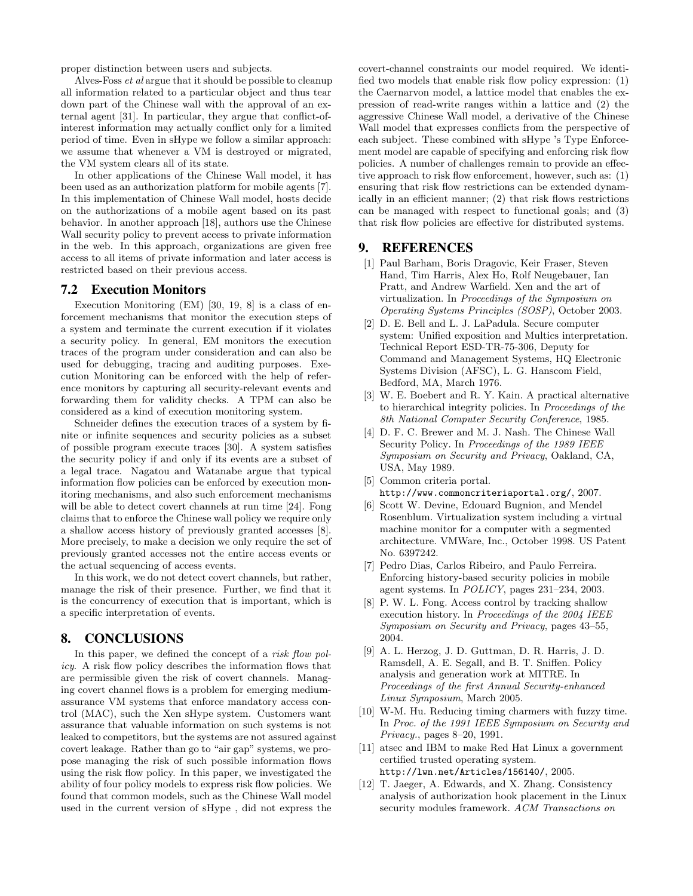proper distinction between users and subjects.

Alves-Foss *et al* argue that it should be possible to cleanup all information related to a particular object and thus tear down part of the Chinese wall with the approval of an external agent [31]. In particular, they argue that conflict-of-interest information may actually conflict only for a limited period of time. Even in sHype we follow a similar approach: we assume that whenever a VM is destroyed or migrated, the VM system clears all of its state.

In other applications of the Chinese Wall model, it has been used as an authorization platform for mobile agents [7]. In this implementation of Chinese Wall model, hosts decide on the authorizations of a mobile agent based on its past behavior. In another approach [18], authors use the Chinese Wall security policy to prevent access to private information in the web. In this approach, organizations are given free access to all items of private information and later access is restricted based on their previous access.

## 7.2 Execution Monitors

Execution Monitoring (EM) [30, 19, 8] is a class of enforcement mechanisms that monitor the execution steps of a system and terminate the current execution if it violates a security policy. In general, EM monitors the execution traces of the program under consideration and can also be used for debugging, tracing and auditing purposes. Execution Monitoring can be enforced with the help of reference monitors by capturing all security-relevant events and forwarding them for validity checks. A TPM can also be considered as a kind of execution monitoring system.

Schneider defines the execution traces of a system by finite or infinite sequences and security policies as a subset of possible program execute traces [30]. A system satisfies the security policy if and only if its events are a subset of a legal trace. Nagatou and Watanabe argue that typical information flow policies can be enforced by execution monitoring mechanisms, and also such enforcement mechanisms will be able to detect covert channels at run time [24]. Fong claims that to enforce the Chinese wall policy we require only a shallow access history of previously granted accesses [8]. More precisely, to make a decision we only require the set of previously granted accesses not the entire access events or the actual sequencing of access events.

In this work, we do not detect covert channels, but rather, manage the risk of their presence. Further, we find that it is the concurrency of execution that is important, which is a specific interpretation of events.

# 8. CONCLUSIONS

In this paper, we defined the concept of a *risk flow policy*. A risk flow policy describes the information flows that are permissible given the risk of covert channels. Managing covert channel flows is a problem for emerging medium-assurance VM systems that enforce mandatory access control (MAC), such the Xen sHype system. Customers want assurance that valuable information on such systems is not leaked to competitors, but the systems are not assured against covert leakage. Rather than go to "air gap" systems, we propose managing the risk of such possible information flows using the risk flow policy. In this paper, we investigated the ability of four policy models to express risk flow policies. We found that common models, such as the Chinese Wall model used in the current version of sHype , did not express the covert-channel constraints our model required. We identified two models that enable risk flow policy expression: (1) the Caernarvon model, a lattice model that enables the expression of read-write ranges within a lattice and (2) the aggressive Chinese Wall model, a derivative of the Chinese Wall model that expresses conflicts from the perspective of each subject. These combined with sHype 's Type Enforcement model are capable of specifying and enforcing risk flow policies. A number of challenges remain to provide an effective approach to risk flow enforcement, however, such as: (1) ensuring that risk flow restrictions can be extended dynamically in an efficient manner; (2) that risk flows restrictions can be managed with respect to functional goals; and (3) that risk flow policies are effective for distributed systems.

# 9. REFERENCES

[1] Paul Barham, Boris Dragovic, Keir Fraser, Steven Hand, Tim Harris, Alex Ho, Rolf Neugebauer, Ian Pratt, and Andrew Warfield. Xen and the art of virtualization. In *Proceedings of the Symposium on Operating Systems Principles (SOSP)*, October 2003.

[2] D. E. Bell and L. J. LaPadula. Secure computer system: Unified exposition and Multics interpretation. Technical Report ESD-TR-75-306, Deputy for Command and Management Systems, HQ Electronic Systems Division (AFSC), L. G. Hanscom Field, Bedford, MA, March 1976.

[3] W. E. Boebert and R. Y. Kain. A practical alternative to hierarchical integrity policies. In *Proceedings of the 8th National Computer Security Conference*, 1985.

[4] D. F. C. Brewer and M. J. Nash. The Chinese Wall Security Policy. In *Proceedings of the 1989 IEEE Symposium on Security and Privacy*, Oakland, CA, USA, May 1989.

[5] Common criteria portal. http://www.commoncriteriaportal.org/, 2007.

[6] Scott W. Devine, Edouard Bugnion, and Mendel Rosenblum. Virtualization system including a virtual machine monitor for a computer with a segmented architecture. VMWare, Inc., October 1998. US Patent No. 6397242.

[7] Pedro Dias, Carlos Ribeiro, and Paulo Ferreira. Enforcing history-based security policies in mobile agent systems. In *POLICY*, pages 231–234, 2003.

[8] P. W. L. Fong. Access control by tracking shallow execution history. In *Proceedings of the 2004 IEEE Symposium on Security and Privacy*, pages 43–55, 2004.

[9] A. L. Herzog, J. D. Guttman, D. R. Harris, J. D. Ramsdell, A. E. Segall, and B. T. Sniffen. Policy analysis and generation work at MITRE. In *Proceedings of the first Annual Security-enhanced Linux Symposium*, March 2005.

[10] W-M. Hu. Reducing timing charmers with fuzzy time. In *Proc. of the 1991 IEEE Symposium on Security and Privacy.*, pages 8–20, 1991.

[11] atsec and IBM to make Red Hat Linux a government certified trusted operating system. http://lwn.net/Articles/156140/, 2005.

[12] T. Jaeger, A. Edwards, and X. Zhang. Consistency analysis of authorization hook placement in the Linux security modules framework. *ACM Transactions on*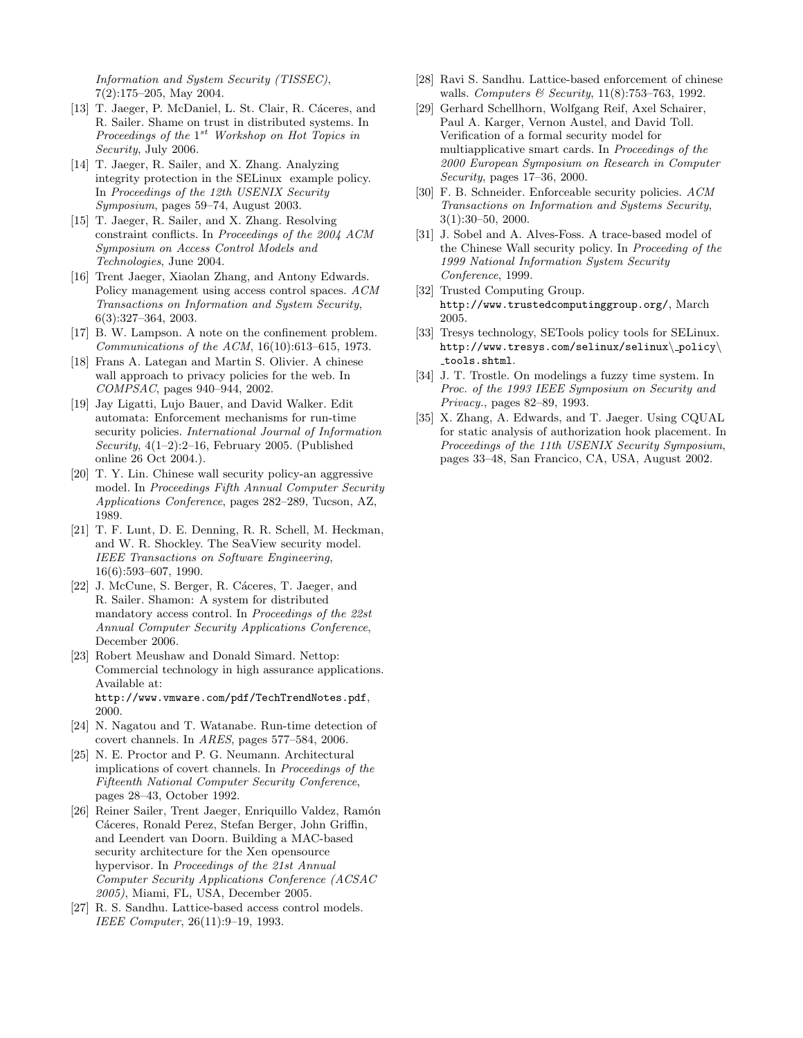*Information and System Security (TISSEC)*, 7(2):175–205, May 2004.

[13] T. Jaeger, P. McDaniel, L. St. Clair, R. Cáceres, and R. Sailer. Shame on trust in distributed systems. In *Proceedings of the $1^{st}$ Workshop on Hot Topics in Security*, July 2006.

[14] T. Jaeger, R. Sailer, and X. Zhang. Analyzing integrity protection in the SELinux example policy. In *Proceedings of the 12th USENIX Security Symposium*, pages 59–74, August 2003.

[15] T. Jaeger, R. Sailer, and X. Zhang. Resolving constraint conflicts. In *Proceedings of the 2004 ACM Symposium on Access Control Models and Technologies*, June 2004.

[16] Trent Jaeger, Xiaolan Zhang, and Antony Edwards. Policy management using access control spaces. *ACM Transactions on Information and System Security*, 6(3):327–364, 2003.

[17] B. W. Lampson. A note on the confinement problem. *Communications of the ACM*, 16(10):613–615, 1973.

[18] Frans A. Lategan and Martin S. Olivier. A chinese wall approach to privacy policies for the web. In *COMPSAC*, pages 940–944, 2002.

[19] Jay Ligatti, Lujo Bauer, and David Walker. Edit automata: Enforcement mechanisms for run-time security policies. *International Journal of Information Security*, 4(1–2):2–16, February 2005. (Published online 26 Oct 2004.).

[20] T. Y. Lin. Chinese wall security policy-an aggressive model. In *Proceedings Fifth Annual Computer Security Applications Conference*, pages 282–289, Tucson, AZ, 1989.

[21] T. F. Lunt, D. E. Denning, R. R. Schell, M. Heckman, and W. R. Shockley. The SeaView security model. *IEEE Transactions on Software Engineering*, 16(6):593–607, 1990.

[22] J. McCune, S. Berger, R. Cáceres, T. Jaeger, and R. Sailer. Shamon: A system for distributed mandatory access control. In *Proceedings of the 22st Annual Computer Security Applications Conference*, December 2006.

[23] Robert Meushaw and Donald Simard. Nettop: Commercial technology in high assurance applications. Available at: `http://www.vmware.com/pdf/TechTrendNotes.pdf`, 2000.

[24] N. Nagatou and T. Watanabe. Run-time detection of covert channels. In *ARES*, pages 577–584, 2006.

[25] N. E. Proctor and P. G. Neumann. Architectural implications of covert channels. In *Proceedings of the Fifteenth National Computer Security Conference*, pages 28–43, October 1992.

[26] Reiner Sailer, Trent Jaeger, Enriquillo Valdez, Ramón Cáceres, Ronald Perez, Stefan Berger, John Griffin, and Leendert van Doorn. Building a MAC-based security architecture for the Xen opensource hypervisor. In *Proceedings of the 21st Annual Computer Security Applications Conference (ACSAC 2005)*, Miami, FL, USA, December 2005.

[27] R. S. Sandhu. Lattice-based access control models. *IEEE Computer*, 26(11):9–19, 1993.

[28] Ravi S. Sandhu. Lattice-based enforcement of chinese walls. *Computers & Security*, 11(8):753–763, 1992.

[29] Gerhard Schellhorn, Wolfgang Reif, Axel Schairer, Paul A. Karger, Vernon Austel, and David Toll. Verification of a formal security model for multiapplicative smart cards. In *Proceedings of the 2000 European Symposium on Research in Computer Security*, pages 17–36, 2000.

[30] F. B. Schneider. Enforceable security policies. *ACM Transactions on Information and Systems Security*, 3(1):30–50, 2000.

[31] J. Sobel and A. Alves-Foss. A trace-based model of the Chinese Wall security policy. In *Proceeding of the 1999 National Information System Security Conference*, 1999.

[32] Trusted Computing Group. `http://www.trustedcomputinggroup.org/`, March 2005.

[33] Tresys technology, SETools policy tools for SELinux. `http://www.tresys.com/selinux/selinux\_policy\_tools.shtml`.

[34] J. T. Trostle. On modelings a fuzzy time system. In *Proc. of the 1993 IEEE Symposium on Security and Privacy.*, pages 82–89, 1993.

[35] X. Zhang, A. Edwards, and T. Jaeger. Using CQUAL for static analysis of authorization hook placement. In *Proceedings of the 11th USENIX Security Symposium*, pages 33–48, San Francico, CA, USA, August 2002.